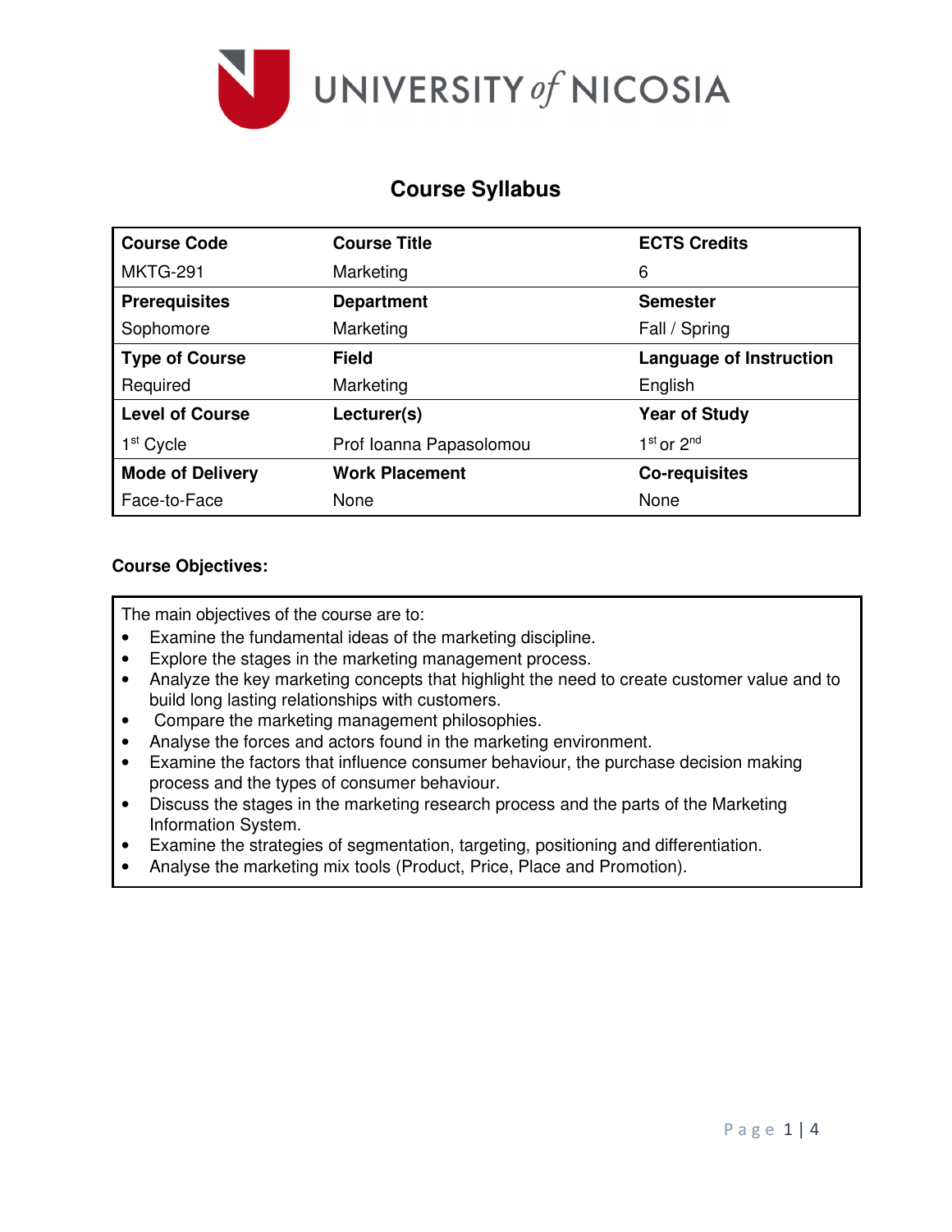UNIVERSITY of NICOSIA

# Course Syllabus

| Course Code | Course Title | ECTS Credits |
|---|---|---|
| MKTG-291 | Marketing | 6 |
| **Prerequisites** | **Department** | **Semester** |
| Sophomore | Marketing | Fall / Spring |
| **Type of Course** | **Field** | **Language of Instruction** |
| Required | Marketing | English |
| **Level of Course** | **Lecturer(s)** | **Year of Study** |
| 1st Cycle | Prof Ioanna Papasolomou | 1st or 2nd |
| **Mode of Delivery** | **Work Placement** | **Co-requisites** |
| Face-to-Face | None | None |

**Course Objectives:**

The main objectives of the course are to:

- Examine the fundamental ideas of the marketing discipline.
- Explore the stages in the marketing management process.
- Analyze the key marketing concepts that highlight the need to create customer value and to build long lasting relationships with customers.
- Compare the marketing management philosophies.
- Analyse the forces and actors found in the marketing environment.
- Examine the factors that influence consumer behaviour, the purchase decision making process and the types of consumer behaviour.
- Discuss the stages in the marketing research process and the parts of the Marketing Information System.
- Examine the strategies of segmentation, targeting, positioning and differentiation.
- Analyse the marketing mix tools (Product, Price, Place and Promotion).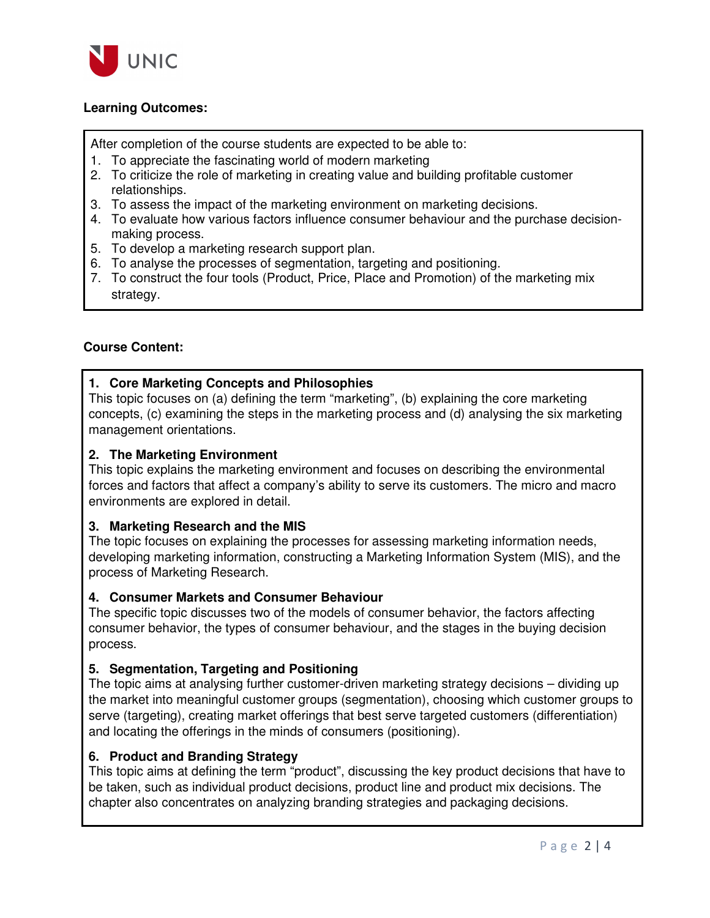**Learning Outcomes:**

After completion of the course students are expected to be able to:

1. To appreciate the fascinating world of modern marketing
2. To criticize the role of marketing in creating value and building profitable customer relationships.
3. To assess the impact of the marketing environment on marketing decisions.
4. To evaluate how various factors influence consumer behaviour and the purchase decision-making process.
5. To develop a marketing research support plan.
6. To analyse the processes of segmentation, targeting and positioning.
7. To construct the four tools (Product, Price, Place and Promotion) of the marketing mix strategy.

**Course Content:**

**1. Core Marketing Concepts and Philosophies**
This topic focuses on (a) defining the term "marketing", (b) explaining the core marketing concepts, (c) examining the steps in the marketing process and (d) analysing the six marketing management orientations.

**2. The Marketing Environment**
This topic explains the marketing environment and focuses on describing the environmental forces and factors that affect a company's ability to serve its customers. The micro and macro environments are explored in detail.

**3. Marketing Research and the MIS**
The topic focuses on explaining the processes for assessing marketing information needs, developing marketing information, constructing a Marketing Information System (MIS), and the process of Marketing Research.

**4. Consumer Markets and Consumer Behaviour**
The specific topic discusses two of the models of consumer behavior, the factors affecting consumer behavior, the types of consumer behaviour, and the stages in the buying decision process.

**5. Segmentation, Targeting and Positioning**
The topic aims at analysing further customer-driven marketing strategy decisions – dividing up the market into meaningful customer groups (segmentation), choosing which customer groups to serve (targeting), creating market offerings that best serve targeted customers (differentiation) and locating the offerings in the minds of consumers (positioning).

**6. Product and Branding Strategy**
This topic aims at defining the term "product", discussing the key product decisions that have to be taken, such as individual product decisions, product line and product mix decisions. The chapter also concentrates on analyzing branding strategies and packaging decisions.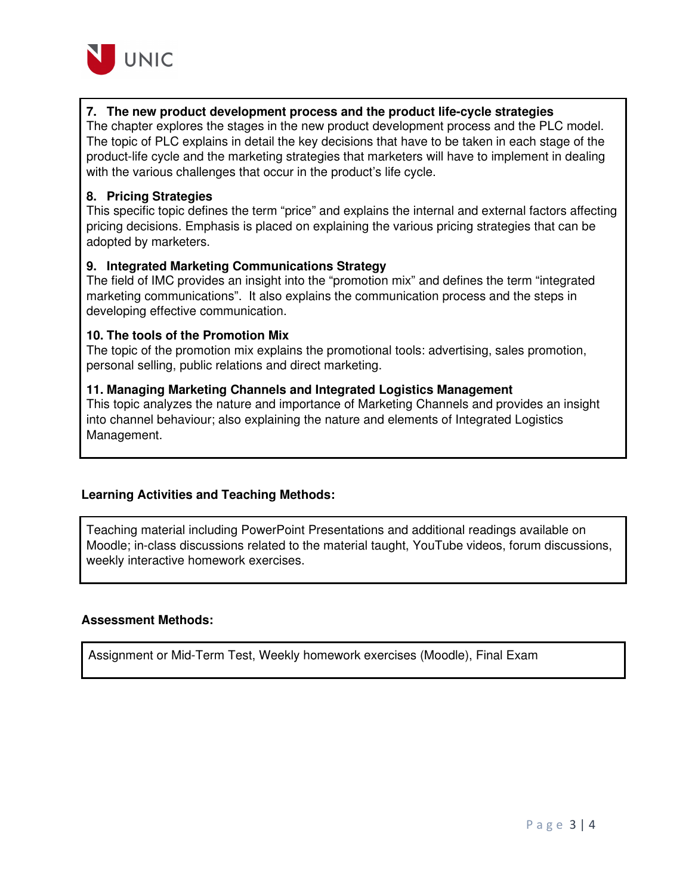**7. The new product development process and the product life-cycle strategies**
The chapter explores the stages in the new product development process and the PLC model. The topic of PLC explains in detail the key decisions that have to be taken in each stage of the product-life cycle and the marketing strategies that marketers will have to implement in dealing with the various challenges that occur in the product's life cycle.

**8. Pricing Strategies**
This specific topic defines the term "price" and explains the internal and external factors affecting pricing decisions. Emphasis is placed on explaining the various pricing strategies that can be adopted by marketers.

**9. Integrated Marketing Communications Strategy**
The field of IMC provides an insight into the "promotion mix" and defines the term "integrated marketing communications". It also explains the communication process and the steps in developing effective communication.

**10. The tools of the Promotion Mix**
The topic of the promotion mix explains the promotional tools: advertising, sales promotion, personal selling, public relations and direct marketing.

**11. Managing Marketing Channels and Integrated Logistics Management**
This topic analyzes the nature and importance of Marketing Channels and provides an insight into channel behaviour; also explaining the nature and elements of Integrated Logistics Management.

**Learning Activities and Teaching Methods:**

Teaching material including PowerPoint Presentations and additional readings available on Moodle; in-class discussions related to the material taught, YouTube videos, forum discussions, weekly interactive homework exercises.

**Assessment Methods:**

Assignment or Mid-Term Test, Weekly homework exercises (Moodle), Final Exam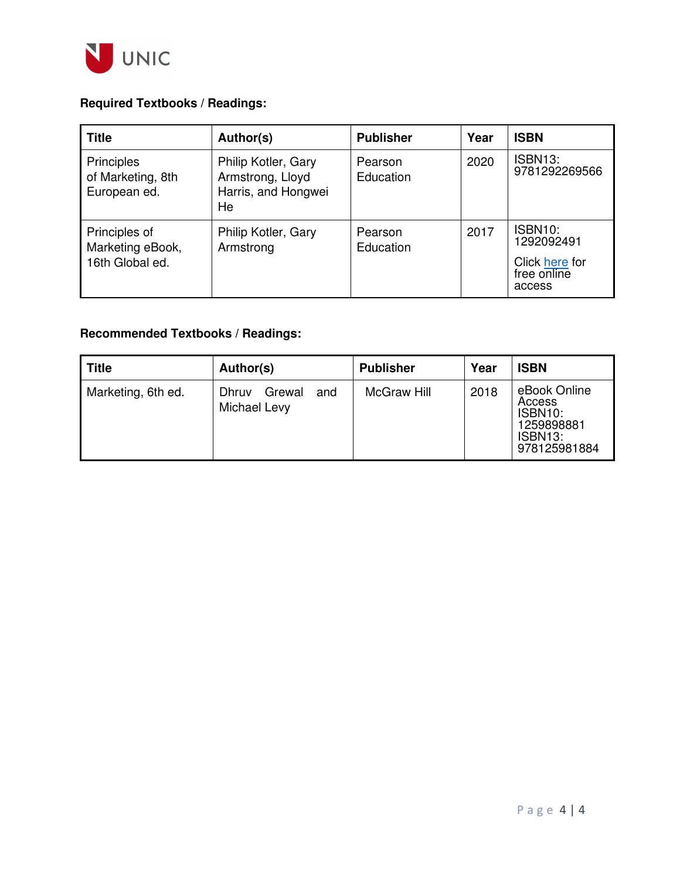**Required Textbooks / Readings:**

| Title | Author(s) | Publisher | Year | ISBN |
|---|---|---|---|---|
| Principles of Marketing, 8th European ed. | Philip Kotler, Gary Armstrong, Lloyd Harris, and Hongwei He | Pearson Education | 2020 | ISBN13: 9781292269566 |
| Principles of Marketing eBook, 16th Global ed. | Philip Kotler, Gary Armstrong | Pearson Education | 2017 | ISBN10: 1292092491 Click here for free online access |

**Recommended Textbooks / Readings:**

| Title | Author(s) | Publisher | Year | ISBN |
|---|---|---|---|---|
| Marketing, 6th ed. | Dhruv Grewal and Michael Levy | McGraw Hill | 2018 | eBook Online Access ISBN10: 1259898881 ISBN13: 978125981884 |